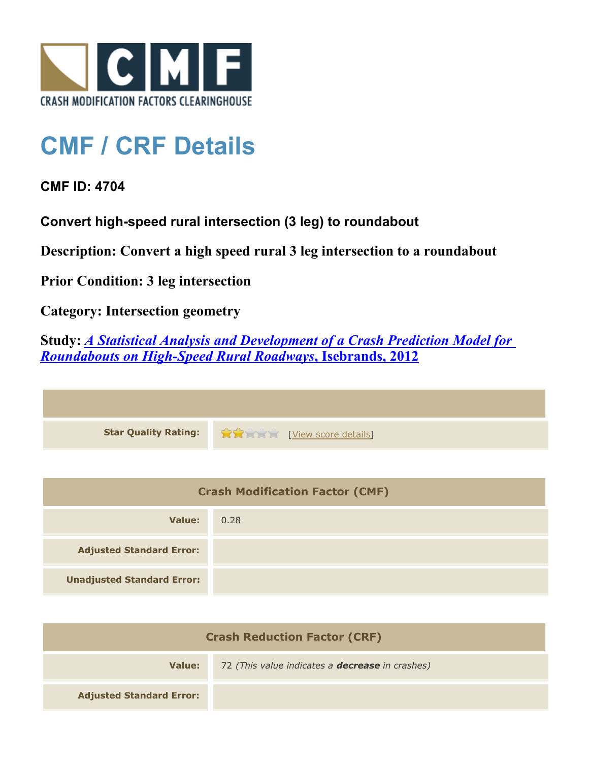CRASH MODIFICATION FACTORS CLEARINGHOUSE

# CMF / CRF Details

### CMF ID: 4704

### Convert high-speed rural intersection (3 leg) to roundabout

**Description: Convert a high speed rural 3 leg intersection to a roundabout**

**Prior Condition: 3 leg intersection**

**Category: Intersection geometry**

**Study: *A Statistical Analysis and Development of a Crash Prediction Model for Roundabouts on High-Speed Rural Roadways*, Isebrands, 2012**

| | |
|---|---|
| **Star Quality Rating:** | [View score details] |

| Crash Modification Factor (CMF) | |
|---|---|
| **Value:** | 0.28 |
| **Adjusted Standard Error:** | |
| **Unadjusted Standard Error:** | |

| Crash Reduction Factor (CRF) | |
|---|---|
| **Value:** | 72 *(This value indicates a **decrease** in crashes)* |
| **Adjusted Standard Error:** | |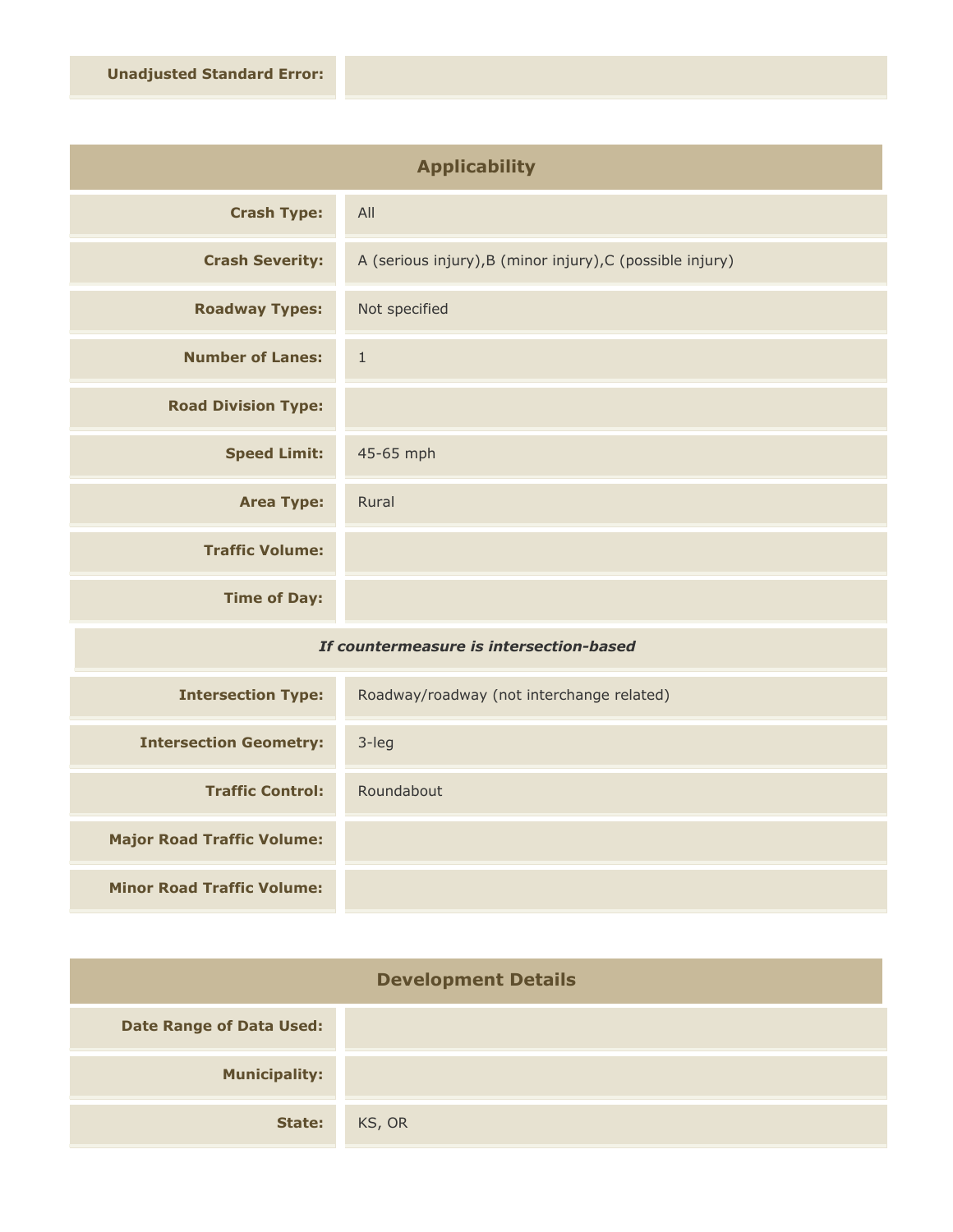| | |
|---|---|
| **Unadjusted Standard Error:** | |

## Applicability

| | |
|---|---|
| **Crash Type:** | All |
| **Crash Severity:** | A (serious injury),B (minor injury),C (possible injury) |
| **Roadway Types:** | Not specified |
| **Number of Lanes:** | 1 |
| **Road Division Type:** | |
| **Speed Limit:** | 45-65 mph |
| **Area Type:** | Rural |
| **Traffic Volume:** | |
| **Time of Day:** | |
| ***If countermeasure is intersection-based*** | |
| **Intersection Type:** | Roadway/roadway (not interchange related) |
| **Intersection Geometry:** | 3-leg |
| **Traffic Control:** | Roundabout |
| **Major Road Traffic Volume:** | |
| **Minor Road Traffic Volume:** | |

## Development Details

| | |
|---|---|
| **Date Range of Data Used:** | |
| **Municipality:** | |
| **State:** | KS, OR |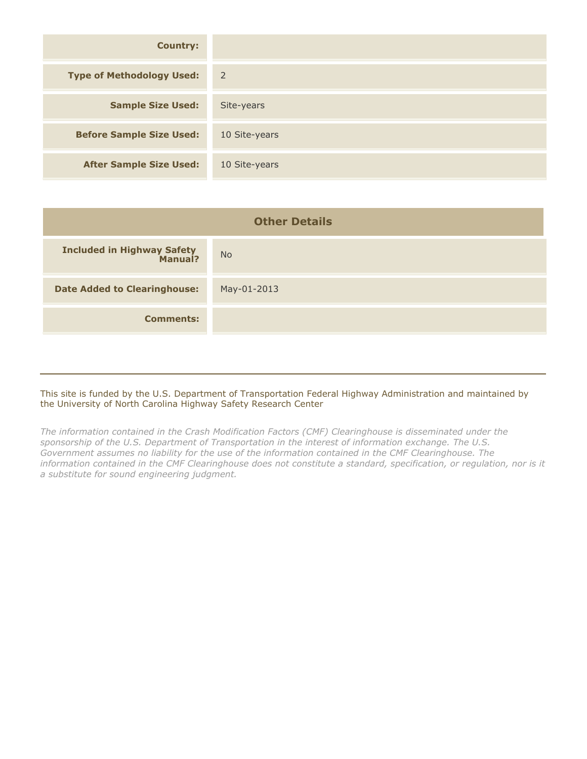| | |
|---|---|
| **Country:** | |
| **Type of Methodology Used:** | 2 |
| **Sample Size Used:** | Site-years |
| **Before Sample Size Used:** | 10 Site-years |
| **After Sample Size Used:** | 10 Site-years |

## Other Details

| | |
|---|---|
| **Included in Highway Safety Manual?** | No |
| **Date Added to Clearinghouse:** | May-01-2013 |
| **Comments:** | |

---

This site is funded by the U.S. Department of Transportation Federal Highway Administration and maintained by the University of North Carolina Highway Safety Research Center

*The information contained in the Crash Modification Factors (CMF) Clearinghouse is disseminated under the sponsorship of the U.S. Department of Transportation in the interest of information exchange. The U.S. Government assumes no liability for the use of the information contained in the CMF Clearinghouse. The information contained in the CMF Clearinghouse does not constitute a standard, specification, or regulation, nor is it a substitute for sound engineering judgment.*